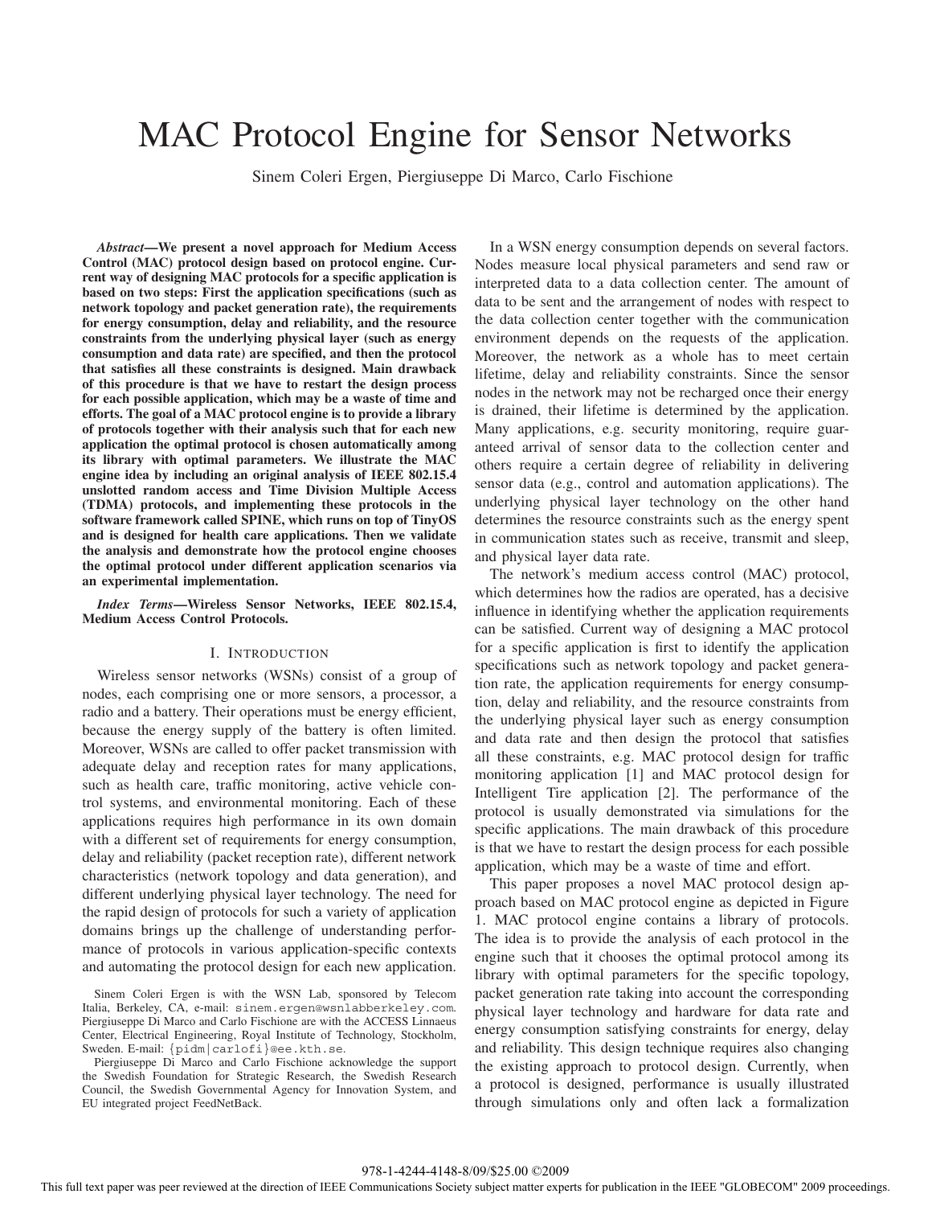# MAC Protocol Engine for Sensor Networks

Sinem Coleri Ergen, Piergiuseppe Di Marco, Carlo Fischione

***Abstract*—We present a novel approach for Medium Access Control (MAC) protocol design based on protocol engine. Current way of designing MAC protocols for a specific application is based on two steps: First the application specifications (such as network topology and packet generation rate), the requirements for energy consumption, delay and reliability, and the resource constraints from the underlying physical layer (such as energy consumption and data rate) are specified, and then the protocol that satisfies all these constraints is designed. Main drawback of this procedure is that we have to restart the design process for each possible application, which may be a waste of time and efforts. The goal of a MAC protocol engine is to provide a library of protocols together with their analysis such that for each new application the optimal protocol is chosen automatically among its library with optimal parameters. We illustrate the MAC engine idea by including an original analysis of IEEE 802.15.4 unslotted random access and Time Division Multiple Access (TDMA) protocols, and implementing these protocols in the software framework called SPINE, which runs on top of TinyOS and is designed for health care applications. Then we validate the analysis and demonstrate how the protocol engine chooses the optimal protocol under different application scenarios via an experimental implementation.**

***Index Terms*—Wireless Sensor Networks, IEEE 802.15.4, Medium Access Control Protocols.**

## I. Introduction

Wireless sensor networks (WSNs) consist of a group of nodes, each comprising one or more sensors, a processor, a radio and a battery. Their operations must be energy efficient, because the energy supply of the battery is often limited. Moreover, WSNs are called to offer packet transmission with adequate delay and reception rates for many applications, such as health care, traffic monitoring, active vehicle control systems, and environmental monitoring. Each of these applications requires high performance in its own domain with a different set of requirements for energy consumption, delay and reliability (packet reception rate), different network characteristics (network topology and data generation), and different underlying physical layer technology. The need for the rapid design of protocols for such a variety of application domains brings up the challenge of understanding performance of protocols in various application-specific contexts and automating the protocol design for each new application.

Sinem Coleri Ergen is with the WSN Lab, sponsored by Telecom Italia, Berkeley, CA, e-mail: sinem.ergen@wsnlabberkeley.com. Piergiuseppe Di Marco and Carlo Fischione are with the ACCESS Linnaeus Center, Electrical Engineering, Royal Institute of Technology, Stockholm, Sweden. E-mail: {pidm|carlofi}@ee.kth.se.

Piergiuseppe Di Marco and Carlo Fischione acknowledge the support the Swedish Foundation for Strategic Research, the Swedish Research Council, the Swedish Governmental Agency for Innovation System, and EU integrated project FeedNetBack.

In a WSN energy consumption depends on several factors. Nodes measure local physical parameters and send raw or interpreted data to a data collection center. The amount of data to be sent and the arrangement of nodes with respect to the data collection center together with the communication environment depends on the requests of the application. Moreover, the network as a whole has to meet certain lifetime, delay and reliability constraints. Since the sensor nodes in the network may not be recharged once their energy is drained, their lifetime is determined by the application. Many applications, e.g. security monitoring, require guaranteed arrival of sensor data to the collection center and others require a certain degree of reliability in delivering sensor data (e.g., control and automation applications). The underlying physical layer technology on the other hand determines the resource constraints such as the energy spent in communication states such as receive, transmit and sleep, and physical layer data rate.

The network's medium access control (MAC) protocol, which determines how the radios are operated, has a decisive influence in identifying whether the application requirements can be satisfied. Current way of designing a MAC protocol for a specific application is first to identify the application specifications such as network topology and packet generation rate, the application requirements for energy consumption, delay and reliability, and the resource constraints from the underlying physical layer such as energy consumption and data rate and then design the protocol that satisfies all these constraints, e.g. MAC protocol design for traffic monitoring application [1] and MAC protocol design for Intelligent Tire application [2]. The performance of the protocol is usually demonstrated via simulations for the specific applications. The main drawback of this procedure is that we have to restart the design process for each possible application, which may be a waste of time and effort.

This paper proposes a novel MAC protocol design approach based on MAC protocol engine as depicted in Figure 1. MAC protocol engine contains a library of protocols. The idea is to provide the analysis of each protocol in the engine such that it chooses the optimal protocol among its library with optimal parameters for the specific topology, packet generation rate taking into account the corresponding physical layer technology and hardware for data rate and energy consumption satisfying constraints for energy, delay and reliability. This design technique requires also changing the existing approach to protocol design. Currently, when a protocol is designed, performance is usually illustrated through simulations only and often lack a formalization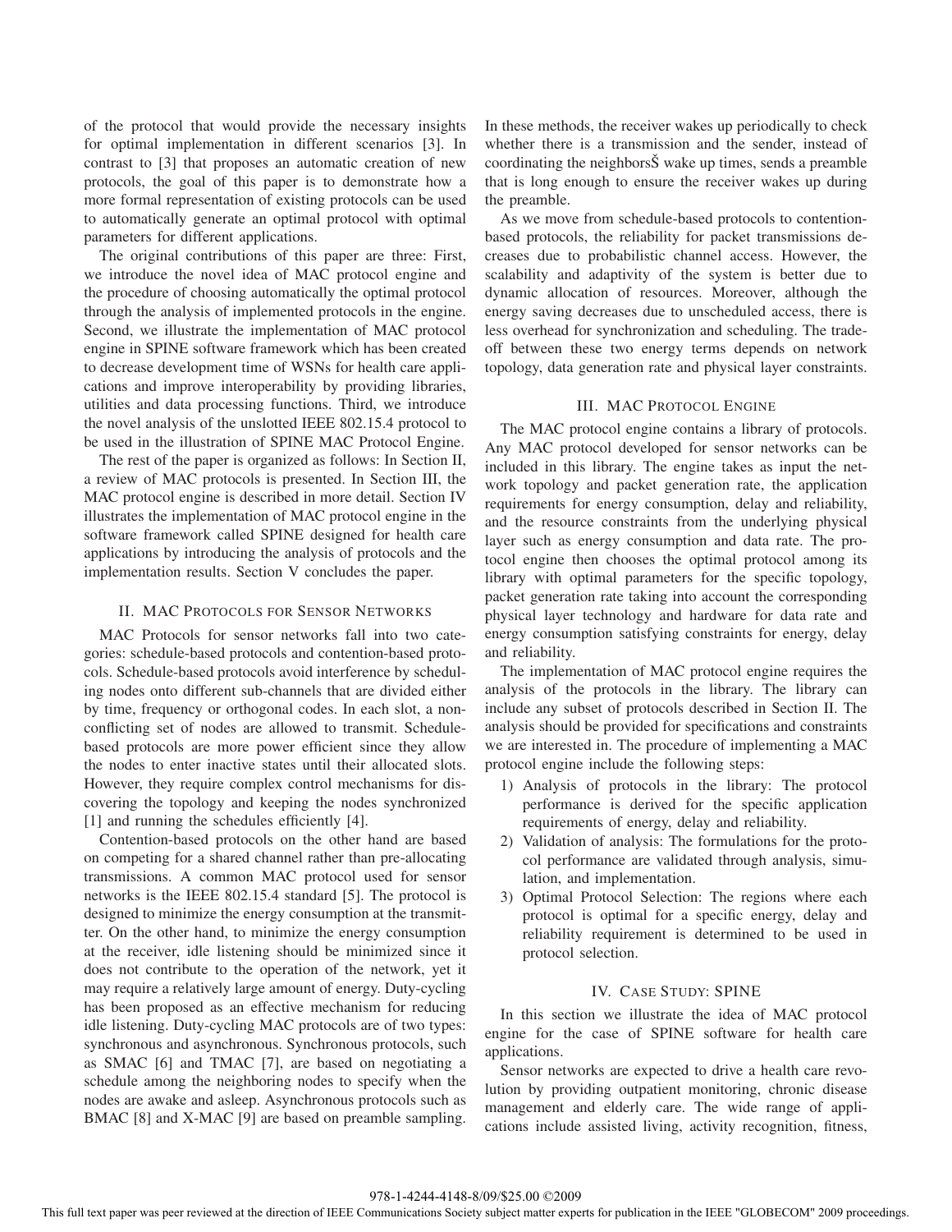of the protocol that would provide the necessary insights for optimal implementation in different scenarios [3]. In contrast to [3] that proposes an automatic creation of new protocols, the goal of this paper is to demonstrate how a more formal representation of existing protocols can be used to automatically generate an optimal protocol with optimal parameters for different applications.

The original contributions of this paper are three: First, we introduce the novel idea of MAC protocol engine and the procedure of choosing automatically the optimal protocol through the analysis of implemented protocols in the engine. Second, we illustrate the implementation of MAC protocol engine in SPINE software framework which has been created to decrease development time of WSNs for health care applications and improve interoperability by providing libraries, utilities and data processing functions. Third, we introduce the novel analysis of the unslotted IEEE 802.15.4 protocol to be used in the illustration of SPINE MAC Protocol Engine.

The rest of the paper is organized as follows: In Section II, a review of MAC protocols is presented. In Section III, the MAC protocol engine is described in more detail. Section IV illustrates the implementation of MAC protocol engine in the software framework called SPINE designed for health care applications by introducing the analysis of protocols and the implementation results. Section V concludes the paper.

## II. MAC Protocols for Sensor Networks

MAC Protocols for sensor networks fall into two categories: schedule-based protocols and contention-based protocols. Schedule-based protocols avoid interference by scheduling nodes onto different sub-channels that are divided either by time, frequency or orthogonal codes. In each slot, a non-conflicting set of nodes are allowed to transmit. Schedule-based protocols are more power efficient since they allow the nodes to enter inactive states until their allocated slots. However, they require complex control mechanisms for discovering the topology and keeping the nodes synchronized [1] and running the schedules efficiently [4].

Contention-based protocols on the other hand are based on competing for a shared channel rather than pre-allocating transmissions. A common MAC protocol used for sensor networks is the IEEE 802.15.4 standard [5]. The protocol is designed to minimize the energy consumption at the transmitter. On the other hand, to minimize the energy consumption at the receiver, idle listening should be minimized since it does not contribute to the operation of the network, yet it may require a relatively large amount of energy. Duty-cycling has been proposed as an effective mechanism for reducing idle listening. Duty-cycling MAC protocols are of two types: synchronous and asynchronous. Synchronous protocols, such as SMAC [6] and TMAC [7], are based on negotiating a schedule among the neighboring nodes to specify when the nodes are awake and asleep. Asynchronous protocols such as BMAC [8] and X-MAC [9] are based on preamble sampling. In these methods, the receiver wakes up periodically to check whether there is a transmission and the sender, instead of coordinating the neighborsŠ wake up times, sends a preamble that is long enough to ensure the receiver wakes up during the preamble.

As we move from schedule-based protocols to contention-based protocols, the reliability for packet transmissions decreases due to probabilistic channel access. However, the scalability and adaptivity of the system is better due to dynamic allocation of resources. Moreover, although the energy saving decreases due to unscheduled access, there is less overhead for synchronization and scheduling. The trade-off between these two energy terms depends on network topology, data generation rate and physical layer constraints.

## III. MAC Protocol Engine

The MAC protocol engine contains a library of protocols. Any MAC protocol developed for sensor networks can be included in this library. The engine takes as input the network topology and packet generation rate, the application requirements for energy consumption, delay and reliability, and the resource constraints from the underlying physical layer such as energy consumption and data rate. The protocol engine then chooses the optimal protocol among its library with optimal parameters for the specific topology, packet generation rate taking into account the corresponding physical layer technology and hardware for data rate and energy consumption satisfying constraints for energy, delay and reliability.

The implementation of MAC protocol engine requires the analysis of the protocols in the library. The library can include any subset of protocols described in Section II. The analysis should be provided for specifications and constraints we are interested in. The procedure of implementing a MAC protocol engine include the following steps:

1) Analysis of protocols in the library: The protocol performance is derived for the specific application requirements of energy, delay and reliability.
2) Validation of analysis: The formulations for the protocol performance are validated through analysis, simulation, and implementation.
3) Optimal Protocol Selection: The regions where each protocol is optimal for a specific energy, delay and reliability requirement is determined to be used in protocol selection.

## IV. Case Study: SPINE

In this section we illustrate the idea of MAC protocol engine for the case of SPINE software for health care applications.

Sensor networks are expected to drive a health care revolution by providing outpatient monitoring, chronic disease management and elderly care. The wide range of applications include assisted living, activity recognition, fitness,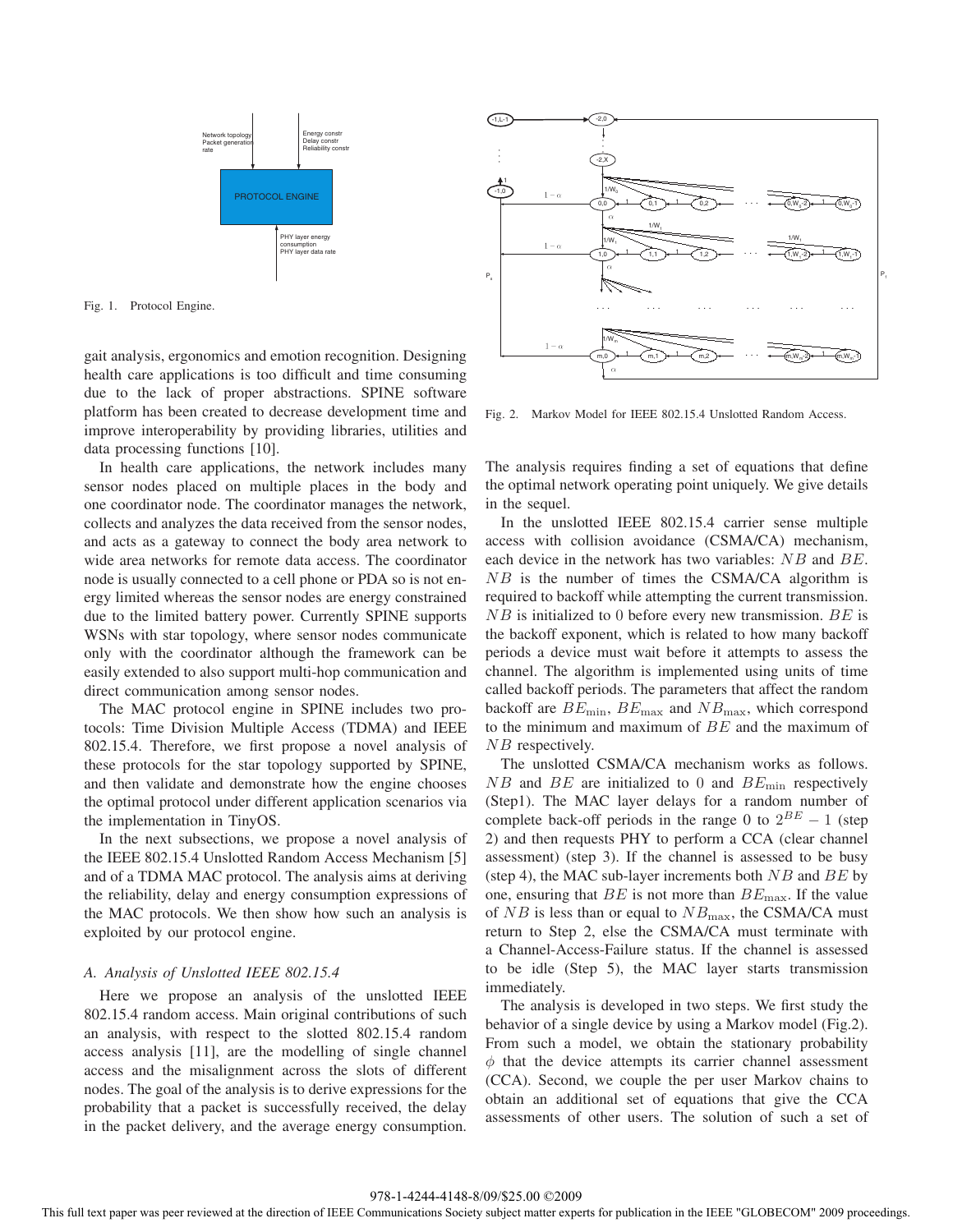Network topology
Packet generation rate

Energy constr
Delay constr
Reliability constr

PROTOCOL ENGINE

PHY layer energy consumption
PHY layer data rate

Fig. 1. Protocol Engine.

gait analysis, ergonomics and emotion recognition. Designing health care applications is too difficult and time consuming due to the lack of proper abstractions. SPINE software platform has been created to decrease development time and improve interoperability by providing libraries, utilities and data processing functions [10].

In health care applications, the network includes many sensor nodes placed on multiple places in the body and one coordinator node. The coordinator manages the network, collects and analyzes the data received from the sensor nodes, and acts as a gateway to connect the body area network to wide area networks for remote data access. The coordinator node is usually connected to a cell phone or PDA so is not energy limited whereas the sensor nodes are energy constrained due to the limited battery power. Currently SPINE supports WSNs with star topology, where sensor nodes communicate only with the coordinator although the framework can be easily extended to also support multi-hop communication and direct communication among sensor nodes.

The MAC protocol engine in SPINE includes two protocols: Time Division Multiple Access (TDMA) and IEEE 802.15.4. Therefore, we first propose a novel analysis of these protocols for the star topology supported by SPINE, and then validate and demonstrate how the engine chooses the optimal protocol under different application scenarios via the implementation in TinyOS.

In the next subsections, we propose a novel analysis of the IEEE 802.15.4 Unslotted Random Access Mechanism [5] and of a TDMA MAC protocol. The analysis aims at deriving the reliability, delay and energy consumption expressions of the MAC protocols. We then show how such an analysis is exploited by our protocol engine.

### *A. Analysis of Unslotted IEEE 802.15.4*

Here we propose an analysis of the unslotted IEEE 802.15.4 random access. Main original contributions of such an analysis, with respect to the slotted 802.15.4 random access analysis [11], are the modelling of single channel access and the misalignment across the slots of different nodes. The goal of the analysis is to derive expressions for the probability that a packet is successfully received, the delay in the packet delivery, and the average energy consumption.

Fig. 2. Markov Model for IEEE 802.15.4 Unslotted Random Access.

The analysis requires finding a set of equations that define the optimal network operating point uniquely. We give details in the sequel.

In the unslotted IEEE 802.15.4 carrier sense multiple access with collision avoidance (CSMA/CA) mechanism, each device in the network has two variables: $NB$ and $BE$. $NB$ is the number of times the CSMA/CA algorithm is required to backoff while attempting the current transmission. $NB$ is initialized to $0$ before every new transmission. $BE$ is the backoff exponent, which is related to how many backoff periods a device must wait before it attempts to assess the channel. The algorithm is implemented using units of time called backoff periods. The parameters that affect the random backoff are $BE_{\min}$, $BE_{\max}$ and $NB_{\max}$, which correspond to the minimum and maximum of $BE$ and the maximum of $NB$ respectively.

The unslotted CSMA/CA mechanism works as follows. $NB$ and $BE$ are initialized to $0$ and $BE_{\min}$ respectively (Step1). The MAC layer delays for a random number of complete back-off periods in the range 0 to $2^{BE} - 1$ (step 2) and then requests PHY to perform a CCA (clear channel assessment) (step 3). If the channel is assessed to be busy (step 4), the MAC sub-layer increments both $NB$ and $BE$ by one, ensuring that $BE$ is not more than $BE_{\max}$. If the value of $NB$ is less than or equal to $NB_{\max}$, the CSMA/CA must return to Step 2, else the CSMA/CA must terminate with a Channel-Access-Failure status. If the channel is assessed to be idle (Step 5), the MAC layer starts transmission immediately.

The analysis is developed in two steps. We first study the behavior of a single device by using a Markov model (Fig.2). From such a model, we obtain the stationary probability $\phi$ that the device attempts its carrier channel assessment (CCA). Second, we couple the per user Markov chains to obtain an additional set of equations that give the CCA assessments of other users. The solution of such a set of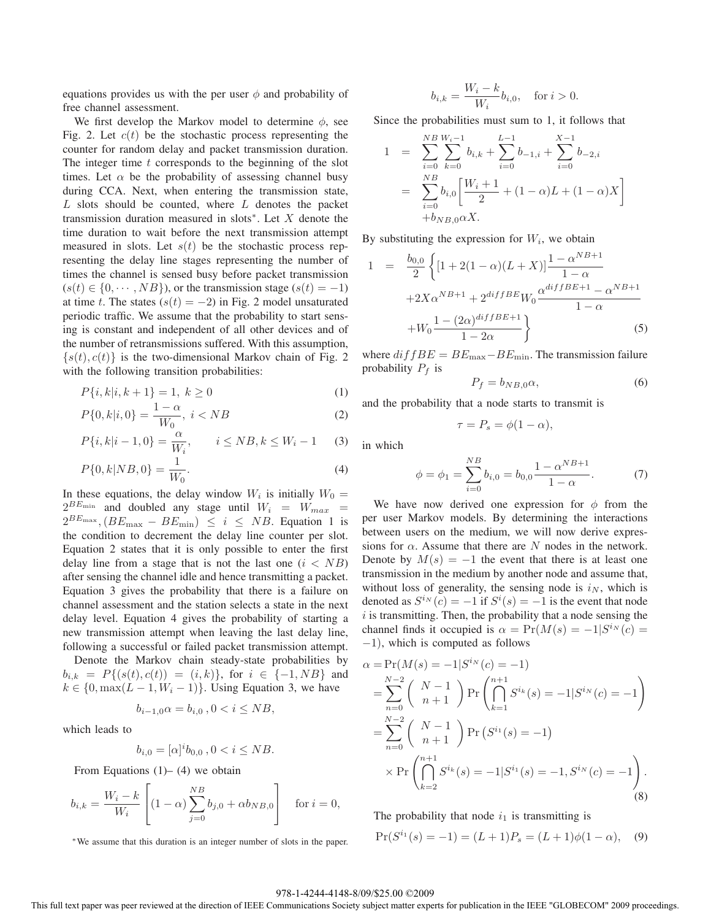equations provides us with the per user $\phi$ and probability of free channel assessment.

We first develop the Markov model to determine $\phi$, see Fig. 2. Let $c(t)$ be the stochastic process representing the counter for random delay and packet transmission duration. The integer time $t$ corresponds to the beginning of the slot times. Let $\alpha$ be the probability of assessing channel busy during CCA. Next, when entering the transmission state, $L$ slots should be counted, where $L$ denotes the packet transmission duration measured in slots*. Let $X$ denote the time duration to wait before the next transmission attempt measured in slots. Let $s(t)$ be the stochastic process representing the delay line stages representing the number of times the channel is sensed busy before packet transmission ($s(t) \in \{0, \cdots, NB\}$), or the transmission stage ($s(t) = -1$) at time $t$. The states ($s(t) = -2$) in Fig. 2 model unsaturated periodic traffic. We assume that the probability to start sensing is constant and independent of all other devices and of the number of retransmissions suffered. With this assumption, $\{s(t), c(t)\}$ is the two-dimensional Markov chain of Fig. 2 with the following transition probabilities:

$$P\{i,k|i,k+1\} = 1,\ k \geq 0 \tag{1}$$

$$P\{0,k|i,0\} = \frac{1-\alpha}{W_0},\ i < NB \tag{2}$$

$$P\{i,k|i-1,0\} = \frac{\alpha}{W_i}, \qquad i \leq NB, k \leq W_i - 1 \tag{3}$$

$$P\{0,k|NB,0\} = \frac{1}{W_0}. \tag{4}$$

In these equations, the delay window $W_i$ is initially $W_0 = 2^{BE_{\min}}$ and doubled any stage until $W_i = W_{max} = 2^{BE_{\max}}, (BE_{\max} - BE_{\min}) \leq i \leq NB$. Equation 1 is the condition to decrement the delay line counter per slot. Equation 2 states that it is only possible to enter the first delay line from a stage that is not the last one ($i < NB$) after sensing the channel idle and hence transmitting a packet. Equation 3 gives the probability that there is a failure on channel assessment and the station selects a state in the next delay level. Equation 4 gives the probability of starting a new transmission attempt when leaving the last delay line, following a successful or failed packet transmission attempt.

Denote the Markov chain steady-state probabilities by $b_{i,k} = P\{(s(t), c(t)) = (i,k)\}$, for $i \in \{-1, NB\}$ and $k \in \{0, \max(L-1, W_i - 1)\}$. Using Equation 3, we have

$$b_{i-1,0}\alpha = b_{i,0}\, , 0 < i \leq NB,$$

which leads to

$$b_{i,0} = [\alpha]^i b_{0,0}\, , 0 < i \leq NB.$$

From Equations (1)– (4) we obtain

$$b_{i,k} = \frac{W_i - k}{W_i}\left[(1-\alpha)\sum_{j=0}^{NB} b_{j,0} + \alpha b_{NB,0}\right] \quad \text{for } i = 0,$$

$$b_{i,k} = \frac{W_i - k}{W_i} b_{i,0}, \quad \text{for } i > 0.$$

Since the probabilities must sum to 1, it follows that

$$\begin{aligned} 1 &= \sum_{i=0}^{NB}\sum_{k=0}^{W_i - 1} b_{i,k} + \sum_{i=0}^{L-1} b_{-1,i} + \sum_{i=0}^{X-1} b_{-2,i} \\ &= \sum_{i=0}^{NB} b_{i,0}\left[\frac{W_i + 1}{2} + (1-\alpha)L + (1-\alpha)X\right] \\ &\quad + b_{NB,0}\alpha X. \end{aligned}$$

By substituting the expression for $W_i$, we obtain

$$\begin{aligned} 1 &= \frac{b_{0,0}}{2}\bigg\{[1 + 2(1-\alpha)(L+X)]\frac{1-\alpha^{NB+1}}{1-\alpha} \\ &\quad + 2X\alpha^{NB+1} + 2^{diffBE} W_0 \frac{\alpha^{diffBE+1} - \alpha^{NB+1}}{1-\alpha} \\ &\quad + W_0 \frac{1-(2\alpha)^{diffBE+1}}{1-2\alpha}\bigg\} \end{aligned} \tag{5}$$

where $diffBE = BE_{\max} - BE_{\min}$. The transmission failure probability $P_f$ is

$$P_f = b_{NB,0}\alpha, \tag{6}$$

and the probability that a node starts to transmit is

$$\tau = P_s = \phi(1-\alpha),$$

in which

$$\phi = \phi_1 = \sum_{i=0}^{NB} b_{i,0} = b_{0,0}\frac{1-\alpha^{NB+1}}{1-\alpha}. \tag{7}$$

We have now derived one expression for $\phi$ from the per user Markov models. By determining the interactions between users on the medium, we will now derive expressions for $\alpha$. Assume that there are $N$ nodes in the network. Denote by $M(s) = -1$ the event that there is at least one transmission in the medium by another node and assume that, without loss of generality, the sensing node is $i_N$, which is denoted as $S^{i_N}(c) = -1$ if $S^i(s) = -1$ is the event that node $i$ is transmitting. Then, the probability that a node sensing the channel finds it occupied is $\alpha = \Pr(M(s) = -1 | S^{i_N}(c) = -1)$, which is computed as follows

$$\begin{aligned} \alpha &= \Pr(M(s) = -1 | S^{i_N}(c) = -1) \\ &= \sum_{n=0}^{N-2}\binom{N-1}{n+1}\Pr\left(\bigcap_{k=1}^{n+1} S^{i_k}(s) = -1 | S^{i_N}(c) = -1\right) \\ &= \sum_{n=0}^{N-2}\binom{N-1}{n+1}\Pr\left(S^{i_1}(s) = -1\right) \\ &\quad \times \Pr\left(\bigcap_{k=2}^{n+1} S^{i_k}(s) = -1 | S^{i_1}(s) = -1, S^{i_N}(c) = -1\right). \end{aligned} \tag{8}$$

The probability that node $i_1$ is transmitting is

$$\Pr(S^{i_1}(s) = -1) = (L+1)P_s = (L+1)\phi(1-\alpha), \tag{9}$$

*We assume that this duration is an integer number of slots in the paper.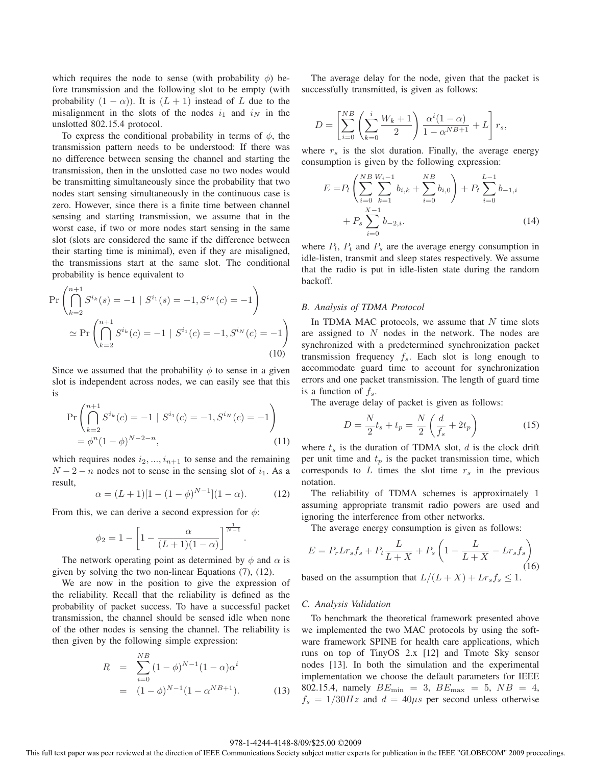which requires the node to sense (with probability $\phi$) before transmission and the following slot to be empty (with probability $(1-\alpha)$). It is $(L+1)$ instead of $L$ due to the misalignment in the slots of the nodes $i_1$ and $i_N$ in the unslotted 802.15.4 protocol.

To express the conditional probability in terms of $\phi$, the transmission pattern needs to be understood: If there was no difference between sensing the channel and starting the transmission, then in the unslotted case no two nodes would be transmitting simultaneously since the probability that two nodes start sensing simultaneously in the continuous case is zero. However, since there is a finite time between channel sensing and starting transmission, we assume that in the worst case, if two or more nodes start sensing in the same slot (slots are considered the same if the difference between their starting time is minimal), even if they are misaligned, the transmissions start at the same slot. The conditional probability is hence equivalent to

$$\Pr\left(\bigcap_{k=2}^{n+1} S^{i_k}(s) = -1 \mid S^{i_1}(s) = -1, S^{i_N}(c) = -1\right) \simeq \Pr\left(\bigcap_{k=2}^{n+1} S^{i_k}(c) = -1 \mid S^{i_1}(c) = -1, S^{i_N}(c) = -1\right) \tag{10}$$

Since we assumed that the probability $\phi$ to sense in a given slot is independent across nodes, we can easily see that this is

$$\Pr\left(\bigcap_{k=2}^{n+1} S^{i_k}(c) = -1 \mid S^{i_1}(c) = -1, S^{i_N}(c) = -1\right) = \phi^n(1-\phi)^{N-2-n}, \tag{11}$$

which requires nodes $i_2, ..., i_{n+1}$ to sense and the remaining $N-2-n$ nodes not to sense in the sensing slot of $i_1$. As a result,

$$\alpha = (L+1)[1-(1-\phi)^{N-1}](1-\alpha). \tag{12}$$

From this, we can derive a second expression for $\phi$:

$$\phi_2 = 1 - \left[1 - \frac{\alpha}{(L+1)(1-\alpha)}\right]^{\frac{1}{N-1}}.$$

The network operating point as determined by $\phi$ and $\alpha$ is given by solving the two non-linear Equations (7), (12).

We are now in the position to give the expression of the reliability. Recall that the reliability is defined as the probability of packet success. To have a successful packet transmission, the channel should be sensed idle when none of the other nodes is sensing the channel. The reliability is then given by the following simple expression:

$$\begin{aligned} R &= \sum_{i=0}^{NB} (1-\phi)^{N-1}(1-\alpha)\alpha^i \\ &= (1-\phi)^{N-1}(1-\alpha^{NB+1}). \end{aligned} \tag{13}$$

The average delay for the node, given that the packet is successfully transmitted, is given as follows:

$$D = \left[\sum_{i=0}^{NB}\left(\sum_{k=0}^{i}\frac{W_k+1}{2}\right)\frac{\alpha^i(1-\alpha)}{1-\alpha^{NB+1}} + L\right] r_s,$$

where $r_s$ is the slot duration. Finally, the average energy consumption is given by the following expression:

$$\begin{aligned} E = &P_l\left(\sum_{i=0}^{NB}\sum_{k=1}^{W_i-1} b_{i,k} + \sum_{i=0}^{NB} b_{i,0}\right) + P_t\sum_{i=0}^{L-1} b_{-1,i} \\ &+ P_s\sum_{i=0}^{X-1} b_{-2,i}. \end{aligned} \tag{14}$$

where $P_l$, $P_t$ and $P_s$ are the average energy consumption in idle-listen, transmit and sleep states respectively. We assume that the radio is put in idle-listen state during the random backoff.

### B. Analysis of TDMA Protocol

In TDMA MAC protocols, we assume that $N$ time slots are assigned to $N$ nodes in the network. The nodes are synchronized with a predetermined synchronization packet transmission frequency $f_s$. Each slot is long enough to accommodate guard time to account for synchronization errors and one packet transmission. The length of guard time is a function of $f_s$.

The average delay of packet is given as follows:

$$D = \frac{N}{2}t_s + t_p = \frac{N}{2}\left(\frac{d}{f_s} + 2t_p\right) \tag{15}$$

where $t_s$ is the duration of TDMA slot, $d$ is the clock drift per unit time and $t_p$ is the packet transmission time, which corresponds to $L$ times the slot time $r_s$ in the previous notation.

The reliability of TDMA schemes is approximately 1 assuming appropriate transmit radio powers are used and ignoring the interference from other networks.

The average energy consumption is given as follows:

$$E = P_r L r_s f_s + P_t\frac{L}{L+X} + P_s\left(1 - \frac{L}{L+X} - L r_s f_s\right) \tag{16}$$

based on the assumption that $L/(L+X) + L r_s f_s \leq 1$.

### C. Analysis Validation

To benchmark the theoretical framework presented above we implemented the two MAC protocols by using the software framework SPINE for health care applications, which runs on top of TinyOS 2.x [12] and Tmote Sky sensor nodes [13]. In both the simulation and the experimental implementation we choose the default parameters for IEEE 802.15.4, namely $BE_{\min} = 3$, $BE_{\max} = 5$, $NB = 4$, $f_s = 1/30Hz$ and $d = 40\mu s$ per second unless otherwise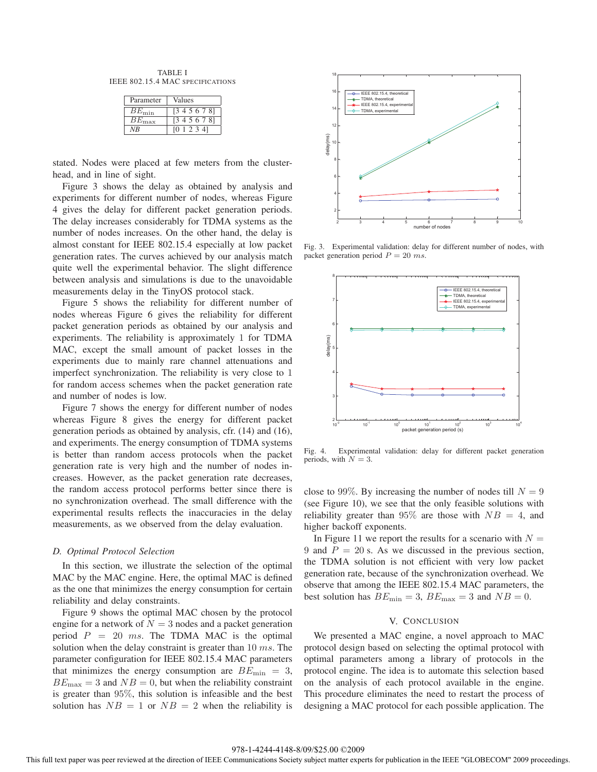TABLE I
IEEE 802.15.4 MAC SPECIFICATIONS

| Parameter | Values |
|---|---|
| $BE_{\min}$ | [3 4 5 6 7 8] |
| $BE_{\max}$ | [3 4 5 6 7 8] |
| *NB* | [0 1 2 3 4] |

stated. Nodes were placed at few meters from the cluster-head, and in line of sight.

Figure 3 shows the delay as obtained by analysis and experiments for different number of nodes, whereas Figure 4 gives the delay for different packet generation periods. The delay increases considerably for TDMA systems as the number of nodes increases. On the other hand, the delay is almost constant for IEEE 802.15.4 especially at low packet generation rates. The curves achieved by our analysis match quite well the experimental behavior. The slight difference between analysis and simulations is due to the unavoidable measurements delay in the TinyOS protocol stack.

Figure 5 shows the reliability for different number of nodes whereas Figure 6 gives the reliability for different packet generation periods as obtained by our analysis and experiments. The reliability is approximately 1 for TDMA MAC, except the small amount of packet losses in the experiments due to mainly rare channel attenuations and imperfect synchronization. The reliability is very close to 1 for random access schemes when the packet generation rate and number of nodes is low.

Figure 7 shows the energy for different number of nodes whereas Figure 8 gives the energy for different packet generation periods as obtained by analysis, cfr. (14) and (16), and experiments. The energy consumption of TDMA systems is better than random access protocols when the packet generation rate is very high and the number of nodes increases. However, as the packet generation rate decreases, the random access protocol performs better since there is no synchronization overhead. The small difference with the experimental results reflects the inaccuracies in the delay measurements, as we observed from the delay evaluation.

### D. Optimal Protocol Selection

In this section, we illustrate the selection of the optimal MAC by the MAC engine. Here, the optimal MAC is defined as the one that minimizes the energy consumption for certain reliability and delay constraints.

Figure 9 shows the optimal MAC chosen by the protocol engine for a network of $N = 3$ nodes and a packet generation period $P = 20$ $ms$. The TDMA MAC is the optimal solution when the delay constraint is greater than $10$ $ms$. The parameter configuration for IEEE 802.15.4 MAC parameters that minimizes the energy consumption are $BE_{\min} = 3$, $BE_{\max} = 3$ and $NB = 0$, but when the reliability constraint is greater than $95\%$, this solution is infeasible and the best solution has $NB = 1$ or $NB = 2$ when the reliability is

IEEE 802.15.4, theoretical
TDMA, theoretical
IEEE 802.15.4, experimental
TDMA, experimental
delay(ms)
number of nodes
18
16
14
12
10
8
6
4
2
2 3 4 5 6 7 8 9 10

Fig. 3. Experimental validation: delay for different number of nodes, with packet generation period $P = 20$ $ms$.

IEEE 802.15.4, theoretical
TDMA, theoretical
IEEE 802.15.4, experimental
TDMA, experimental
delay(ms)
packet generation period (s)
8
7
6
5
4
3
2
$10^{-2}$ $10^{-1}$ $10^{0}$ $10^{1}$ $10^{2}$ $10^{3}$ $10^{4}$

Fig. 4. Experimental validation: delay for different packet generation periods, with $N = 3$.

close to $99\%$. By increasing the number of nodes till $N = 9$ (see Figure 10), we see that the only feasible solutions with reliability greater than $95\%$ are those with $NB = 4$, and higher backoff exponents.

In Figure 11 we report the results for a scenario with $N = 9$ and $P = 20$ s. As we discussed in the previous section, the TDMA solution is not efficient with very low packet generation rate, because of the synchronization overhead. We observe that among the IEEE 802.15.4 MAC parameters, the best solution has $BE_{\min} = 3$, $BE_{\max} = 3$ and $NB = 0$.

## V. Conclusion

We presented a MAC engine, a novel approach to MAC protocol design based on selecting the optimal protocol with optimal parameters among a library of protocols in the protocol engine. The idea is to automate this selection based on the analysis of each protocol available in the engine. This procedure eliminates the need to restart the process of designing a MAC protocol for each possible application. The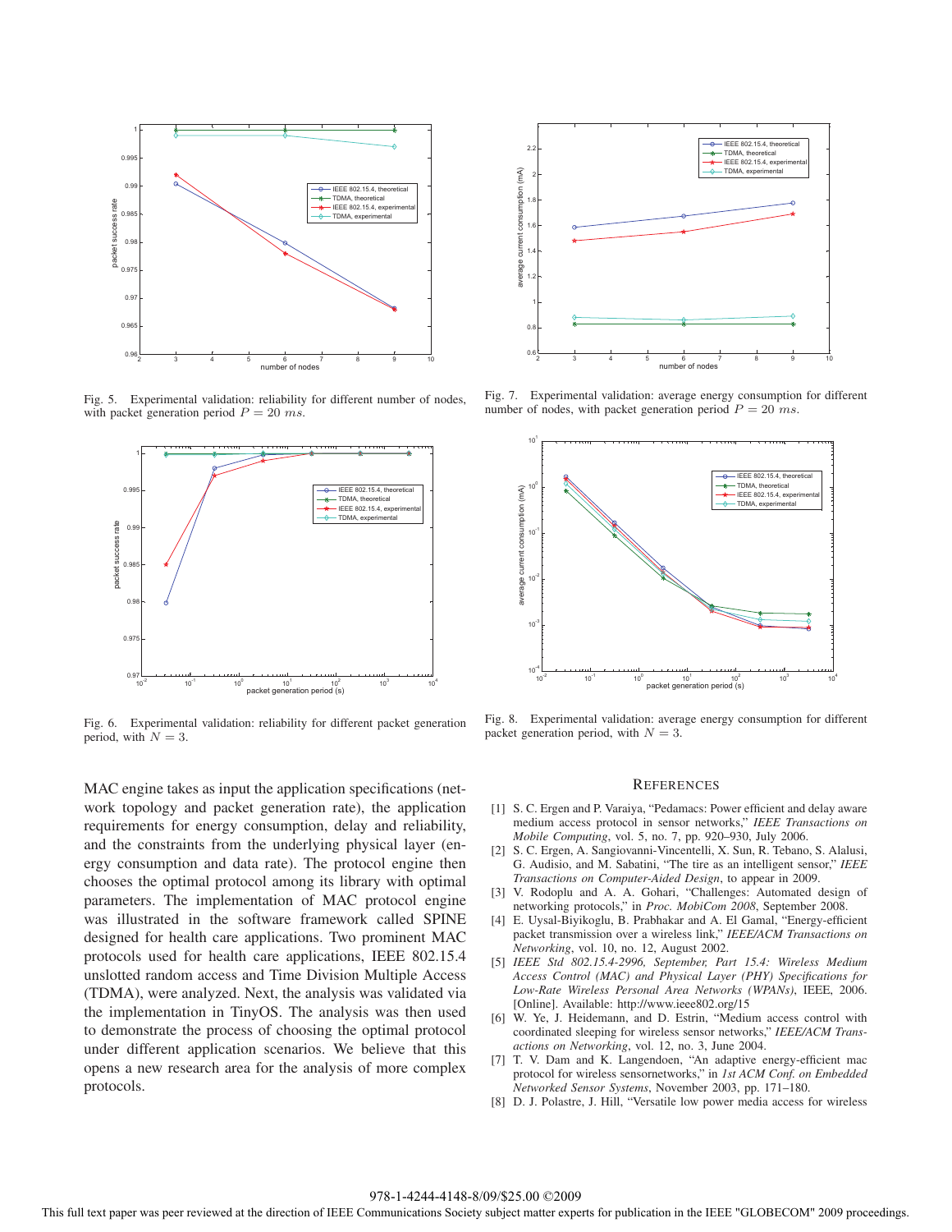packet success rate

1
0.995
0.99
0.985
0.98
0.975
0.97
0.965
0.96

2 3 4 5 6 7 8 9 10

number of nodes

IEEE 802.15.4, theoretical
TDMA, theoretical
IEEE 802.15.4, experimental
TDMA, experimental

Fig. 5. Experimental validation: reliability for different number of nodes, with packet generation period $P = 20\ ms$.

average current consumption (mA)

2.2
2
1.8
1.6
1.4
1.2
1
0.8
0.6

2 3 4 5 6 7 8 9 10

number of nodes

IEEE 802.15.4, theoretical
TDMA, theoretical
IEEE 802.15.4, experimental
TDMA, experimental

Fig. 7. Experimental validation: average energy consumption for different number of nodes, with packet generation period $P = 20\ ms$.

packet success rate

1
0.995
0.99
0.985
0.98
0.975
0.97

$10^{-2}$ $10^{-1}$ $10^{0}$ $10^{1}$ $10^{2}$ $10^{3}$ $10^{4}$

packet generation period (s)

IEEE 802.15.4, theoretical
TDMA, theoretical
IEEE 802.15.4, experimental
TDMA, experimental

Fig. 6. Experimental validation: reliability for different packet generation period, with $N = 3$.

average current consumption (mA)

$10^{1}$
$10^{0}$
$10^{-1}$
$10^{-2}$
$10^{-3}$
$10^{-4}$

$10^{-2}$ $10^{-1}$ $10^{0}$ $10^{1}$ $10^{2}$ $10^{3}$ $10^{4}$

packet generation period (s)

IEEE 802.15.4, theoretical
TDMA, theoretical
IEEE 802.15.4, experimental
TDMA, experimental

Fig. 8. Experimental validation: average energy consumption for different packet generation period, with $N = 3$.

MAC engine takes as input the application specifications (network topology and packet generation rate), the application requirements for energy consumption, delay and reliability, and the constraints from the underlying physical layer (energy consumption and data rate). The protocol engine then chooses the optimal protocol among its library with optimal parameters. The implementation of MAC protocol engine was illustrated in the software framework called SPINE designed for health care applications. Two prominent MAC protocols used for health care applications, IEEE 802.15.4 unslotted random access and Time Division Multiple Access (TDMA), were analyzed. Next, the analysis was validated via the implementation in TinyOS. The analysis was then used to demonstrate the process of choosing the optimal protocol under different application scenarios. We believe that this opens a new research area for the analysis of more complex protocols.

## References

[1] S. C. Ergen and P. Varaiya, "Pedamacs: Power efficient and delay aware medium access protocol in sensor networks," *IEEE Transactions on Mobile Computing*, vol. 5, no. 7, pp. 920–930, July 2006.

[2] S. C. Ergen, A. Sangiovanni-Vincentelli, X. Sun, R. Tebano, S. Alalusi, G. Audisio, and M. Sabatini, "The tire as an intelligent sensor," *IEEE Transactions on Computer-Aided Design*, to appear in 2009.

[3] V. Rodoplu and A. A. Gohari, "Challenges: Automated design of networking protocols," in *Proc. MobiCom 2008*, September 2008.

[4] E. Uysal-Biyikoglu, B. Prabhakar and A. El Gamal, "Energy-efficient packet transmission over a wireless link," *IEEE/ACM Transactions on Networking*, vol. 10, no. 12, August 2002.

[5] *IEEE Std 802.15.4-2996, September, Part 15.4: Wireless Medium Access Control (MAC) and Physical Layer (PHY) Specifications for Low-Rate Wireless Personal Area Networks (WPANs)*, IEEE, 2006. [Online]. Available: http://www.ieee802.org/15

[6] W. Ye, J. Heidemann, and D. Estrin, "Medium access control with coordinated sleeping for wireless sensor networks," *IEEE/ACM Transactions on Networking*, vol. 12, no. 3, June 2004.

[7] T. V. Dam and K. Langendoen, "An adaptive energy-efficient mac protocol for wireless sensornetworks," in *1st ACM Conf. on Embedded Networked Sensor Systems*, November 2003, pp. 171–180.

[8] D. J. Polastre, J. Hill, "Versatile low power media access for wireless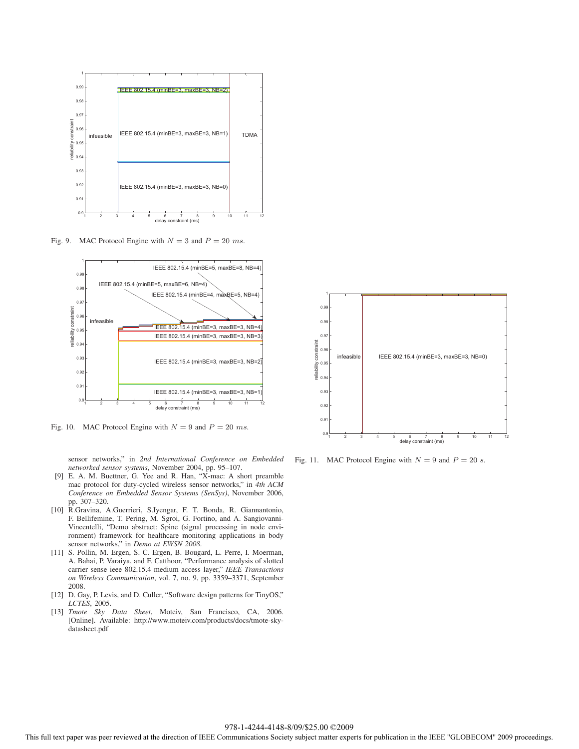reliability constraint

delay constraint (ms)

infeasible

IEEE 802.15.4 (minBE=3, maxBE=3, NB=2)

IEEE 802.15.4 (minBE=3, maxBE=3, NB=1)

IEEE 802.15.4 (minBE=3, maxBE=3, NB=0)

TDMA

Fig. 9. MAC Protocol Engine with $N = 3$ and $P = 20\ ms$.

reliability constraint

delay constraint (ms)

infeasible

IEEE 802.15.4 (minBE=5, maxBE=8, NB=4)

IEEE 802.15.4 (minBE=5, maxBE=6, NB=4)

IEEE 802.15.4 (minBE=4, maxBE=5, NB=4)

IEEE 802.15.4 (minBE=3, maxBE=3, NB=4)

IEEE 802.15.4 (minBE=3, maxBE=3, NB=3)

IEEE 802.15.4 (minBE=3, maxBE=3, NB=2)

IEEE 802.15.4 (minBE=3, maxBE=3, NB=1)

Fig. 10. MAC Protocol Engine with $N = 9$ and $P = 20\ ms$.

reliability constraint

delay constraint (ms)

infeasible

IEEE 802.15.4 (minBE=3, maxBE=3, NB=0)

Fig. 11. MAC Protocol Engine with $N = 9$ and $P = 20\ s$.

sensor networks," in *2nd International Conference on Embedded networked sensor systems*, November 2004, pp. 95–107.

[9] E. A. M. Buettner, G. Yee and R. Han, "X-mac: A short preamble mac protocol for duty-cycled wireless sensor networks," in *4th ACM Conference on Embedded Sensor Systems (SenSys)*, November 2006, pp. 307–320.

[10] R.Gravina, A.Guerrieri, S.Iyengar, F. T. Bonda, R. Giannantonio, F. Bellifemine, T. Pering, M. Sgroi, G. Fortino, and A. Sangiovanni-Vincentelli, "Demo abstract: Spine (signal processing in node environment) framework for healthcare monitoring applications in body sensor networks," in *Demo at EWSN 2008*.

[11] S. Pollin, M. Ergen, S. C. Ergen, B. Bougard, L. Perre, I. Moerman, A. Bahai, P. Varaiya, and F. Catthoor, "Performance analysis of slotted carrier sense ieee 802.15.4 medium access layer," *IEEE Transactions on Wireless Communication*, vol. 7, no. 9, pp. 3359–3371, September 2008.

[12] D. Gay, P. Levis, and D. Culler, "Software design patterns for TinyOS," *LCTES*, 2005.

[13] *Tmote Sky Data Sheet*, Moteiv, San Francisco, CA, 2006. [Online]. Available: http://www.moteiv.com/products/docs/tmote-sky-datasheet.pdf